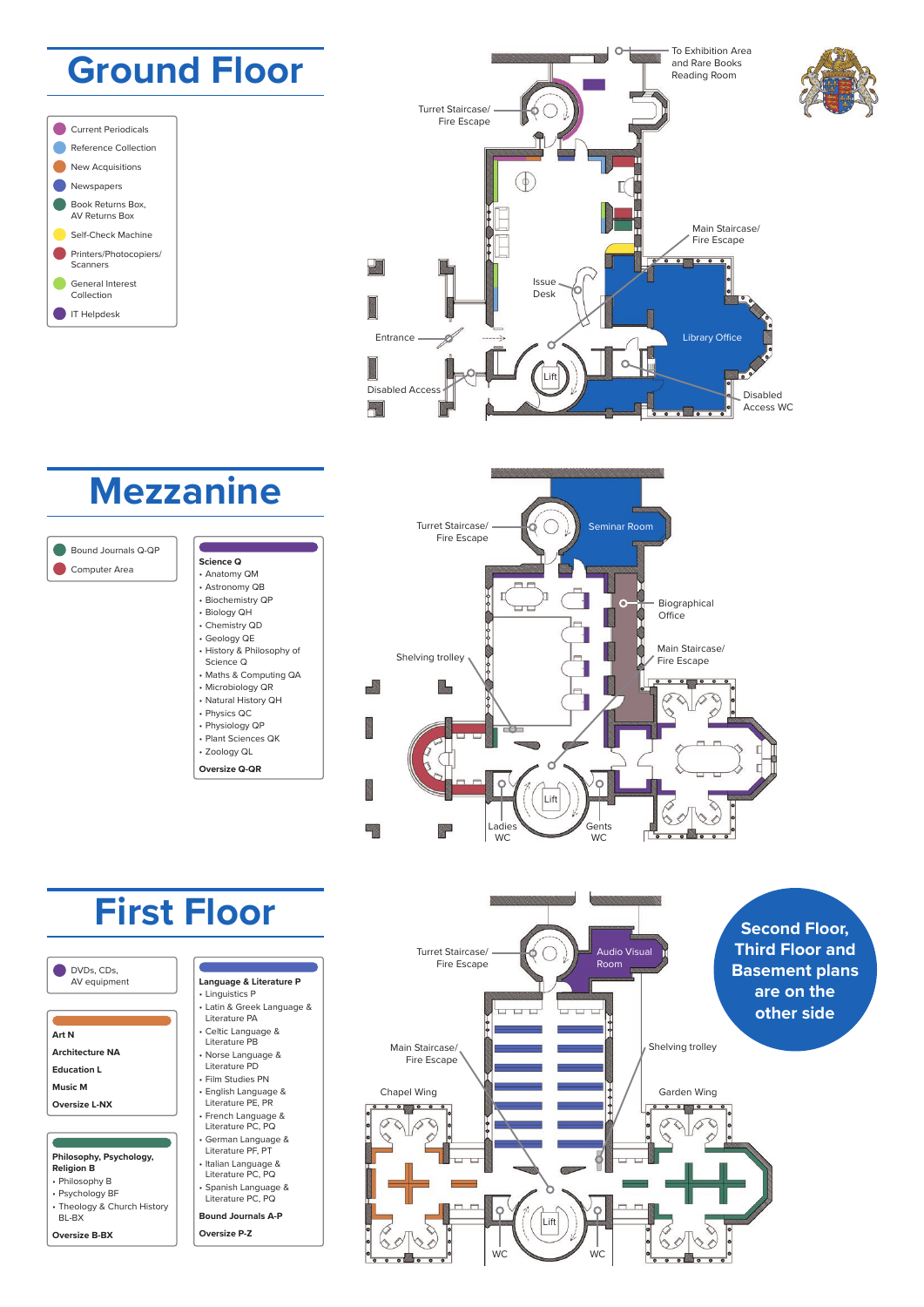# Ground Floor

- Current Periodicals
- Reference Collection
- New Acquisitions
- Newspapers
- Book Returns Box, AV Returns Box
- Self-Check Machine
- Printers/Photocopiers/Scanners
- General Interest Collection
- IT Helpdesk

To Exhibition Area and Rare Books Reading Room

Turret Staircase/ Fire Escape

Main Staircase/ Fire Escape

Issue Desk

Library Office

Entrance

Lift

Disabled Access

Disabled Access WC

# Mezzanine

- Bound Journals Q-QP
- Computer Area

**Science Q**

- Anatomy QM
- Astronomy QB
- Biochemistry QP
- Biology QH
- Chemistry QD
- Geology QE
- History & Philosophy of Science Q
- Maths & Computing QA
- Microbiology QR
- Natural History QH
- Physics QC
- Physiology QP
- Plant Sciences QK
- Zoology QL

**Oversize Q-QR**

Turret Staircase/ Fire Escape

Seminar Room

Biographical Office

Main Staircase/ Fire Escape

Shelving trolley

Lift

Ladies WC

Gents WC

# First Floor

- DVDs, CDs, AV equipment

**Art N**

**Architecture NA**

**Education L**

**Music M**

**Oversize L-NX**

**Philosophy, Psychology, Religion B**

- Philosophy B
- Psychology BF
- Theology & Church History BL-BX

**Oversize B-BX**

**Language & Literature P**

- Linguistics P
- Latin & Greek Language & Literature PA
- Celtic Language & Literature PB
- Norse Language & Literature PD
- Film Studies PN
- English Language & Literature PE, PR
- French Language & Literature PC, PQ
- German Language & Literature PF, PT
- Italian Language & Literature PC, PQ
- Spanish Language & Literature PC, PQ

**Bound Journals A-P**

**Oversize P-Z**

Turret Staircase/ Fire Escape

Audio Visual Room

Main Staircase/ Fire Escape

Shelving trolley

Chapel Wing

Garden Wing

Lift

WC

WC

**Second Floor, Third Floor and Basement plans are on the other side**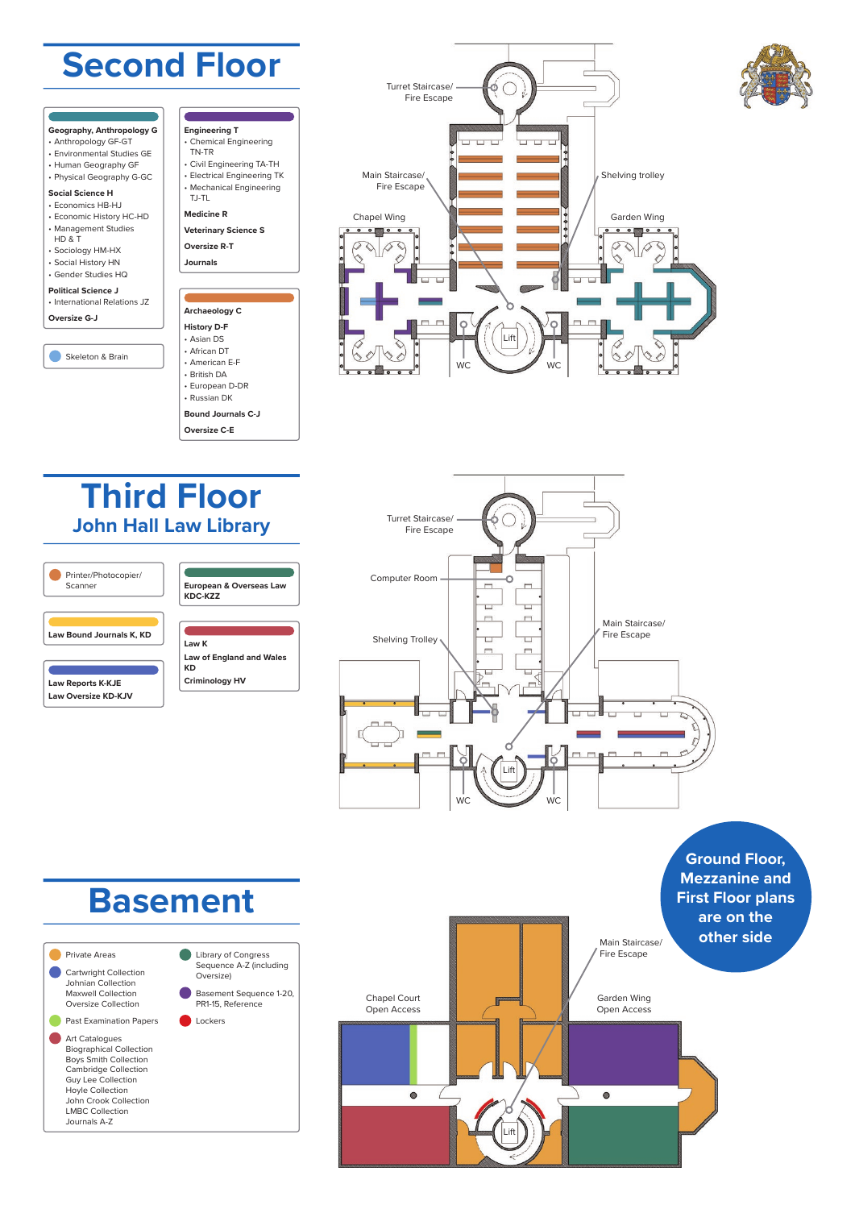# Second Floor

**Geography, Anthropology G**
- Anthropology GF-GT
- Environmental Studies GE
- Human Geography GF
- Physical Geography G-GC

**Social Science H**
- Economics HB-HJ
- Economic History HC-HD
- Management Studies HD & T
- Sociology HM-HX
- Social History HN
- Gender Studies HQ

**Political Science J**
- International Relations JZ

**Oversize G-J**

Skeleton & Brain

**Engineering T**
- Chemical Engineering TN-TR
- Civil Engineering TA-TH
- Electrical Engineering TK
- Mechanical Engineering TJ-TL

**Medicine R**

**Veterinary Science S**

**Oversize R-T**

**Journals**

**Archaeology C**

**History D-F**
- Asian DS
- African DT
- American E-F
- British DA
- European D-DR
- Russian DK

**Bound Journals C-J**

**Oversize C-E**

Turret Staircase/ Fire Escape

Main Staircase/ Fire Escape

Shelving trolley

Chapel Wing

Garden Wing

Lift

WC

WC

# Third Floor
## John Hall Law Library

Printer/Photocopier/ Scanner

**Law Bound Journals K, KD**

**Law Reports K-KJE**
**Law Oversize KD-KJV**

**European & Overseas Law KDC-KZZ**

**Law K**
**Law of England and Wales KD**
**Criminology HV**

Turret Staircase/ Fire Escape

Computer Room

Main Staircase/ Fire Escape

Shelving Trolley

Lift

WC

WC

# Basement

Private Areas

Cartwright Collection
Johnian Collection
Maxwell Collection
Oversize Collection

Past Examination Papers

Art Catalogues
Biographical Collection
Boys Smith Collection
Cambridge Collection
Guy Lee Collection
Hoyle Collection
John Crook Collection
LMBC Collection
Journals A-Z

Library of Congress Sequence A-Z (including Oversize)

Basement Sequence 1-20, PR1-15, Reference

Lockers

Main Staircase/ Fire Escape

Chapel Court Open Access

Garden Wing Open Access

Lift

**Ground Floor, Mezzanine and First Floor plans are on the other side**